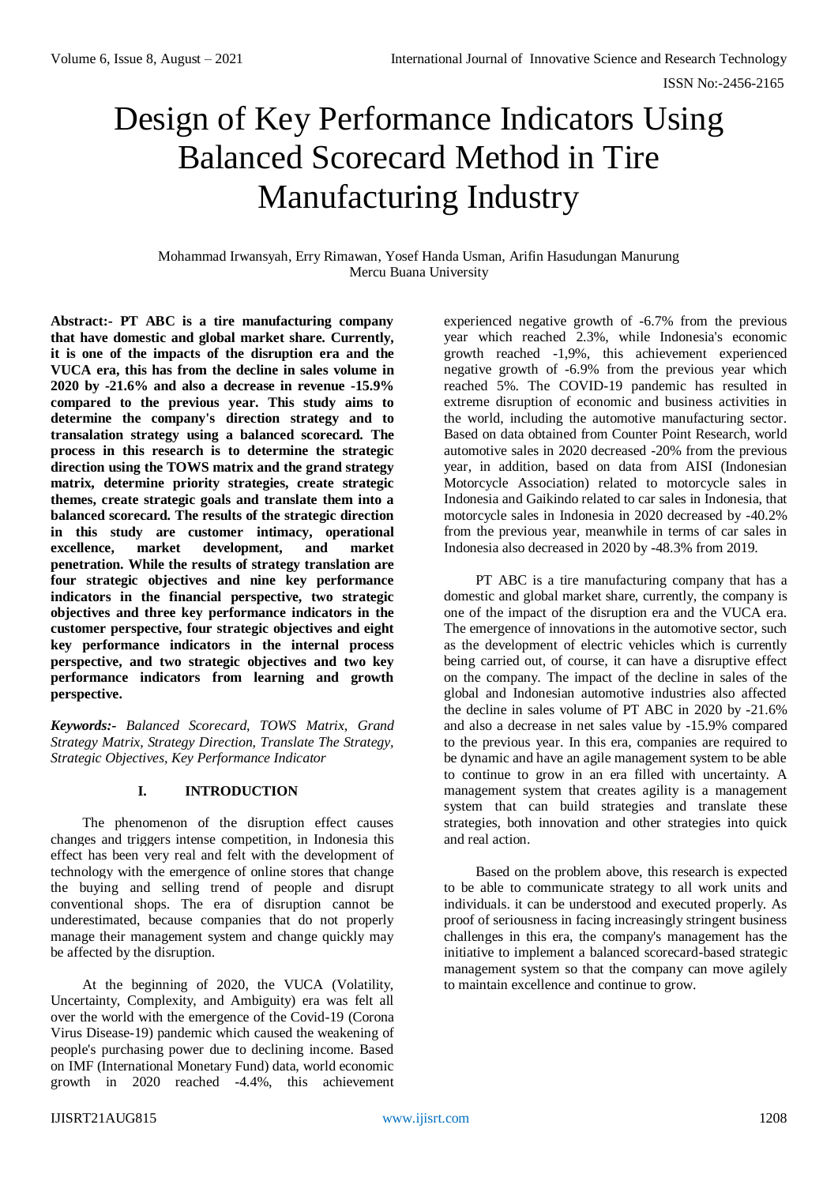# Design of Key Performance Indicators Using Balanced Scorecard Method in Tire Manufacturing Industry

Mohammad Irwansyah, Erry Rimawan, Yosef Handa Usman, Arifin Hasudungan Manurung
Mercu Buana University

**Abstract:- PT ABC is a tire manufacturing company that have domestic and global market share. Currently, it is one of the impacts of the disruption era and the VUCA era, this has from the decline in sales volume in 2020 by -21.6% and also a decrease in revenue -15.9% compared to the previous year. This study aims to determine the company's direction strategy and to transalation strategy using a balanced scorecard. The process in this research is to determine the strategic direction using the TOWS matrix and the grand strategy matrix, determine priority strategies, create strategic themes, create strategic goals and translate them into a balanced scorecard. The results of the strategic direction in this study are customer intimacy, operational excellence, market development, and market penetration. While the results of strategy translation are four strategic objectives and nine key performance indicators in the financial perspective, two strategic objectives and three key performance indicators in the customer perspective, four strategic objectives and eight key performance indicators in the internal process perspective, and two strategic objectives and two key performance indicators from learning and growth perspective.**

***Keywords:-*** *Balanced Scorecard, TOWS Matrix, Grand Strategy Matrix, Strategy Direction, Translate The Strategy, Strategic Objectives, Key Performance Indicator*

## I. INTRODUCTION

The phenomenon of the disruption effect causes changes and triggers intense competition, in Indonesia this effect has been very real and felt with the development of technology with the emergence of online stores that change the buying and selling trend of people and disrupt conventional shops. The era of disruption cannot be underestimated, because companies that do not properly manage their management system and change quickly may be affected by the disruption.

At the beginning of 2020, the VUCA (Volatility, Uncertainty, Complexity, and Ambiguity) era was felt all over the world with the emergence of the Covid-19 (Corona Virus Disease-19) pandemic which caused the weakening of people's purchasing power due to declining income. Based on IMF (International Monetary Fund) data, world economic growth in 2020 reached -4.4%, this achievement experienced negative growth of -6.7% from the previous year which reached 2.3%, while Indonesia's economic growth reached -1,9%, this achievement experienced negative growth of -6.9% from the previous year which reached 5%. The COVID-19 pandemic has resulted in extreme disruption of economic and business activities in the world, including the automotive manufacturing sector. Based on data obtained from Counter Point Research, world automotive sales in 2020 decreased -20% from the previous year, in addition, based on data from AISI (Indonesian Motorcycle Association) related to motorcycle sales in Indonesia and Gaikindo related to car sales in Indonesia, that motorcycle sales in Indonesia in 2020 decreased by -40.2% from the previous year, meanwhile in terms of car sales in Indonesia also decreased in 2020 by -48.3% from 2019.

PT ABC is a tire manufacturing company that has a domestic and global market share, currently, the company is one of the impact of the disruption era and the VUCA era. The emergence of innovations in the automotive sector, such as the development of electric vehicles which is currently being carried out, of course, it can have a disruptive effect on the company. The impact of the decline in sales of the global and Indonesian automotive industries also affected the decline in sales volume of PT ABC in 2020 by -21.6% and also a decrease in net sales value by -15.9% compared to the previous year. In this era, companies are required to be dynamic and have an agile management system to be able to continue to grow in an era filled with uncertainty. A management system that creates agility is a management system that can build strategies and translate these strategies, both innovation and other strategies into quick and real action.

Based on the problem above, this research is expected to be able to communicate strategy to all work units and individuals. it can be understood and executed properly. As proof of seriousness in facing increasingly stringent business challenges in this era, the company's management has the initiative to implement a balanced scorecard-based strategic management system so that the company can move agilely to maintain excellence and continue to grow.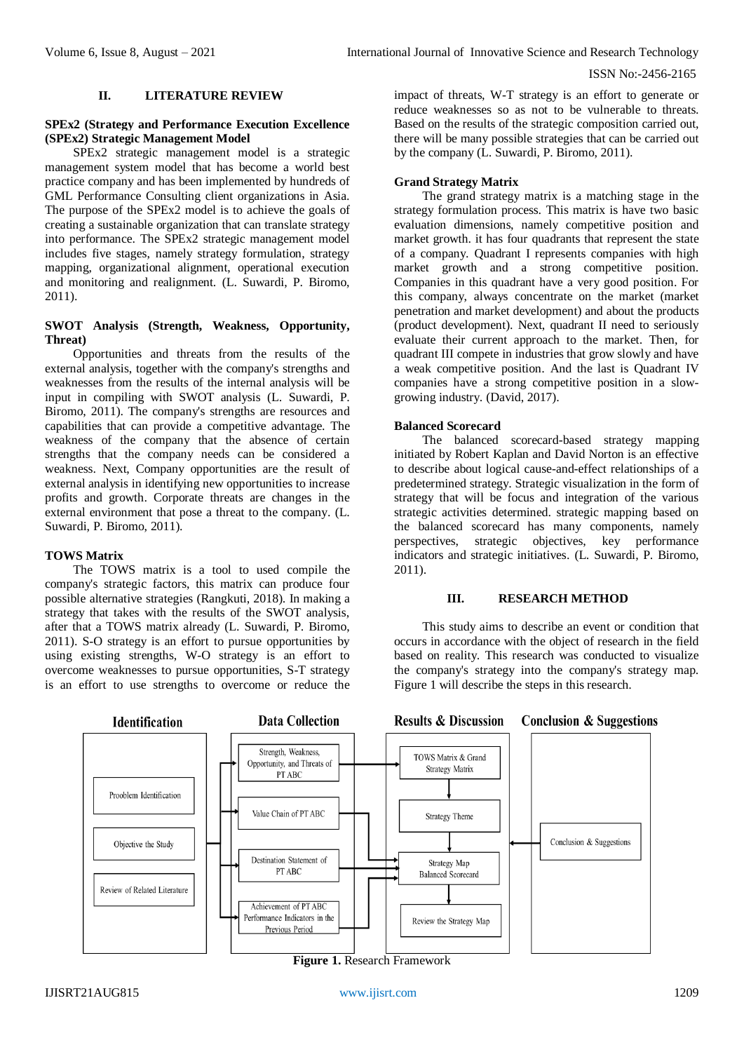## II. LITERATURE REVIEW

### SPEx2 (Strategy and Performance Execution Excellence (SPEx2) Strategic Management Model

SPEx2 strategic management model is a strategic management system model that has become a world best practice company and has been implemented by hundreds of GML Performance Consulting client organizations in Asia. The purpose of the SPEx2 model is to achieve the goals of creating a sustainable organization that can translate strategy into performance. The SPEx2 strategic management model includes five stages, namely strategy formulation, strategy mapping, organizational alignment, operational execution and monitoring and realignment. (L. Suwardi, P. Biromo, 2011).

### SWOT Analysis (Strength, Weakness, Opportunity, Threat)

Opportunities and threats from the results of the external analysis, together with the company's strengths and weaknesses from the results of the internal analysis will be input in compiling with SWOT analysis (L. Suwardi, P. Biromo, 2011). The company's strengths are resources and capabilities that can provide a competitive advantage. The weakness of the company that the absence of certain strengths that the company needs can be considered a weakness. Next, Company opportunities are the result of external analysis in identifying new opportunities to increase profits and growth. Corporate threats are changes in the external environment that pose a threat to the company. (L. Suwardi, P. Biromo, 2011).

### TOWS Matrix

The TOWS matrix is a tool to used compile the company's strategic factors, this matrix can produce four possible alternative strategies (Rangkuti, 2018). In making a strategy that takes with the results of the SWOT analysis, after that a TOWS matrix already (L. Suwardi, P. Biromo, 2011). S-O strategy is an effort to pursue opportunities by using existing strengths, W-O strategy is an effort to overcome weaknesses to pursue opportunities, S-T strategy is an effort to use strengths to overcome or reduce the impact of threats, W-T strategy is an effort to generate or reduce weaknesses so as not to be vulnerable to threats. Based on the results of the strategic composition carried out, there will be many possible strategies that can be carried out by the company (L. Suwardi, P. Biromo, 2011).

### Grand Strategy Matrix

The grand strategy matrix is a matching stage in the strategy formulation process. This matrix is have two basic evaluation dimensions, namely competitive position and market growth. it has four quadrants that represent the state of a company. Quadrant I represents companies with high market growth and a strong competitive position. Companies in this quadrant have a very good position. For this company, always concentrate on the market (market penetration and market development) and about the products (product development). Next, quadrant II need to seriously evaluate their current approach to the market. Then, for quadrant III compete in industries that grow slowly and have a weak competitive position. And the last is Quadrant IV companies have a strong competitive position in a slow-growing industry. (David, 2017).

### Balanced Scorecard

The balanced scorecard-based strategy mapping initiated by Robert Kaplan and David Norton is an effective to describe about logical cause-and-effect relationships of a predetermined strategy. Strategic visualization in the form of strategy that will be focus and integration of the various strategic activities determined. strategic mapping based on the balanced scorecard has many components, namely perspectives, strategic objectives, key performance indicators and strategic initiatives. (L. Suwardi, P. Biromo, 2011).

## III. RESEARCH METHOD

This study aims to describe an event or condition that occurs in accordance with the object of research in the field based on reality. This research was conducted to visualize the company's strategy into the company's strategy map. Figure 1 will describe the steps in this research.

| Identification | Data Collection | Results & Discussion | Conclusion & Suggestions |
|---|---|---|---|
| Prooblem Identification | Strength, Weakness, Opportunity, and Threats of PT ABC | TOWS Matrix & Grand Strategy Matrix | Conclusion & Suggestions |
| Objective the Study | Value Chain of PT ABC | Strategy Theme | |
| Review of Related Literature | Destination Statement of PT ABC | Strategy Map Balanced Scorecard | |
| | Achievement of PT ABC Performance Indicators in the Previous Period | Review the Strategy Map | |

**Figure 1.** Research Framework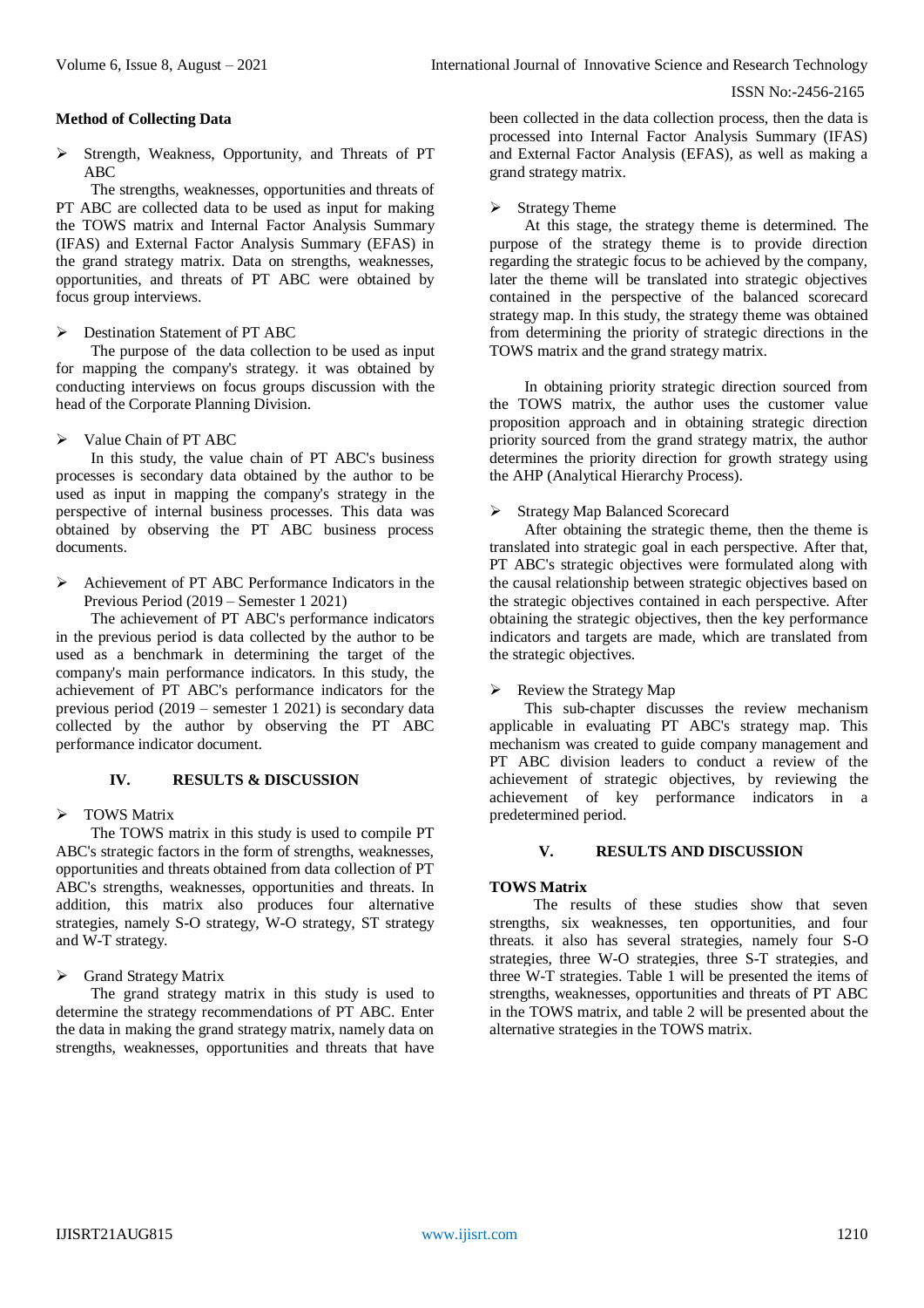### Method of Collecting Data

- Strength, Weakness, Opportunity, and Threats of PT ABC

The strengths, weaknesses, opportunities and threats of PT ABC are collected data to be used as input for making the TOWS matrix and Internal Factor Analysis Summary (IFAS) and External Factor Analysis Summary (EFAS) in the grand strategy matrix. Data on strengths, weaknesses, opportunities, and threats of PT ABC were obtained by focus group interviews.

- Destination Statement of PT ABC

The purpose of the data collection to be used as input for mapping the company's strategy. it was obtained by conducting interviews on focus groups discussion with the head of the Corporate Planning Division.

- Value Chain of PT ABC

In this study, the value chain of PT ABC's business processes is secondary data obtained by the author to be used as input in mapping the company's strategy in the perspective of internal business processes. This data was obtained by observing the PT ABC business process documents.

- Achievement of PT ABC Performance Indicators in the Previous Period (2019 – Semester 1 2021)

The achievement of PT ABC's performance indicators in the previous period is data collected by the author to be used as a benchmark in determining the target of the company's main performance indicators. In this study, the achievement of PT ABC's performance indicators for the previous period (2019 – semester 1 2021) is secondary data collected by the author by observing the PT ABC performance indicator document.

## IV. RESULTS & DISCUSSION

- TOWS Matrix

The TOWS matrix in this study is used to compile PT ABC's strategic factors in the form of strengths, weaknesses, opportunities and threats obtained from data collection of PT ABC's strengths, weaknesses, opportunities and threats. In addition, this matrix also produces four alternative strategies, namely S-O strategy, W-O strategy, ST strategy and W-T strategy.

- Grand Strategy Matrix

The grand strategy matrix in this study is used to determine the strategy recommendations of PT ABC. Enter the data in making the grand strategy matrix, namely data on strengths, weaknesses, opportunities and threats that have been collected in the data collection process, then the data is processed into Internal Factor Analysis Summary (IFAS) and External Factor Analysis Summary (EFAS), as well as making a grand strategy matrix.

- Strategy Theme

At this stage, the strategy theme is determined. The purpose of the strategy theme is to provide direction regarding the strategic focus to be achieved by the company, later the theme will be translated into strategic objectives contained in the perspective of the balanced scorecard strategy map. In this study, the strategy theme was obtained from determining the priority of strategic directions in the TOWS matrix and the grand strategy matrix.

In obtaining priority strategic direction sourced from the TOWS matrix, the author uses the customer value proposition approach and in obtaining strategic direction priority sourced from the grand strategy matrix, the author determines the priority direction for growth strategy using the AHP (Analytical Hierarchy Process).

- Strategy Map Balanced Scorecard

After obtaining the strategic theme, then the theme is translated into strategic goal in each perspective. After that, PT ABC's strategic objectives were formulated along with the causal relationship between strategic objectives based on the strategic objectives contained in each perspective. After obtaining the strategic objectives, then the key performance indicators and targets are made, which are translated from the strategic objectives.

- Review the Strategy Map

This sub-chapter discusses the review mechanism applicable in evaluating PT ABC's strategy map. This mechanism was created to guide company management and PT ABC division leaders to conduct a review of the achievement of strategic objectives, by reviewing the achievement of key performance indicators in a predetermined period.

## V. RESULTS AND DISCUSSION

### TOWS Matrix

The results of these studies show that seven strengths, six weaknesses, ten opportunities, and four threats. it also has several strategies, namely four S-O strategies, three W-O strategies, three S-T strategies, and three W-T strategies. Table 1 will be presented the items of strengths, weaknesses, opportunities and threats of PT ABC in the TOWS matrix, and table 2 will be presented about the alternative strategies in the TOWS matrix.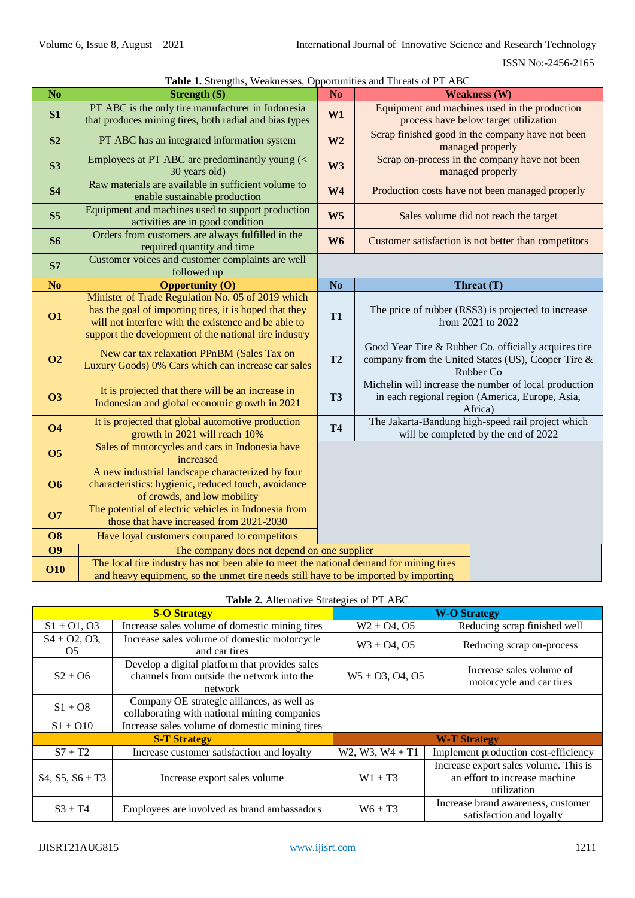**Table 1.** Strengths, Weaknesses, Opportunities and Threats of PT ABC

| No | Strength (S) | No | Weakness (W) |
|---|---|---|---|
| S1 | PT ABC is the only tire manufacturer in Indonesia that produces mining tires, both radial and bias types | W1 | Equipment and machines used in the production process have below target utilization |
| S2 | PT ABC has an integrated information system | W2 | Scrap finished good in the company have not been managed properly |
| S3 | Employees at PT ABC are predominantly young (< 30 years old) | W3 | Scrap on-process in the company have not been managed properly |
| S4 | Raw materials are available in sufficient volume to enable sustainable production | W4 | Production costs have not been managed properly |
| S5 | Equipment and machines used to support production activities are in good condition | W5 | Sales volume did not reach the target |
| S6 | Orders from customers are always fulfilled in the required quantity and time | W6 | Customer satisfaction is not better than competitors |
| S7 | Customer voices and customer complaints are well followed up | | |
| **No** | **Opportunity (O)** | **No** | **Threat (T)** |
| O1 | Minister of Trade Regulation No. 05 of 2019 which has the goal of importing tires, it is hoped that they will not interfere with the existence and be able to support the development of the national tire industry | T1 | The price of rubber (RSS3) is projected to increase from 2021 to 2022 |
| O2 | New car tax relaxation PPnBM (Sales Tax on Luxury Goods) 0% Cars which can increase car sales | T2 | Good Year Tire & Rubber Co. officially acquires tire company from the United States (US), Cooper Tire & Rubber Co |
| O3 | It is projected that there will be an increase in Indonesian and global economic growth in 2021 | T3 | Michelin will increase the number of local production in each regional region (America, Europe, Asia, Africa) |
| O4 | It is projected that global automotive production growth in 2021 will reach 10% | T4 | The Jakarta-Bandung high-speed rail project which will be completed by the end of 2022 |
| O5 | Sales of motorcycles and cars in Indonesia have increased | | |
| O6 | A new industrial landscape characterized by four characteristics: hygienic, reduced touch, avoidance of crowds, and low mobility | | |
| O7 | The potential of electric vehicles in Indonesia from those that have increased from 2021-2030 | | |
| O8 | Have loyal customers compared to competitors | | |
| O9 | The company does not depend on one supplier | | |
| O10 | The local tire industry has not been able to meet the national demand for mining tires and heavy equipment, so the unmet tire needs still have to be imported by importing | | |

**Table 2.** Alternative Strategies of PT ABC

| S-O Strategy | | W-O Strategy | |
|---|---|---|---|
| S1 + O1, O3 | Increase sales volume of domestic mining tires | W2 + O4, O5 | Reducing scrap finished well |
| S4 + O2, O3, O5 | Increase sales volume of domestic motorcycle and car tires | W3 + O4, O5 | Reducing scrap on-process |
| S2 + O6 | Develop a digital platform that provides sales channels from outside the network into the network | W5 + O3, O4, O5 | Increase sales volume of motorcycle and car tires |
| S1 + O8 | Company OE strategic alliances, as well as collaborating with national mining companies | | |
| S1 + O10 | Increase sales volume of domestic mining tires | | |
| **S-T Strategy** | | **W-T Strategy** | |
| S7 + T2 | Increase customer satisfaction and loyalty | W2, W3, W4 + T1 | Implement production cost-efficiency |
| S4, S5, S6 + T3 | Increase export sales volume | W1 + T3 | Increase export sales volume. This is an effort to increase machine utilization |
| S3 + T4 | Employees are involved as brand ambassadors | W6 + T3 | Increase brand awareness, customer satisfaction and loyalty |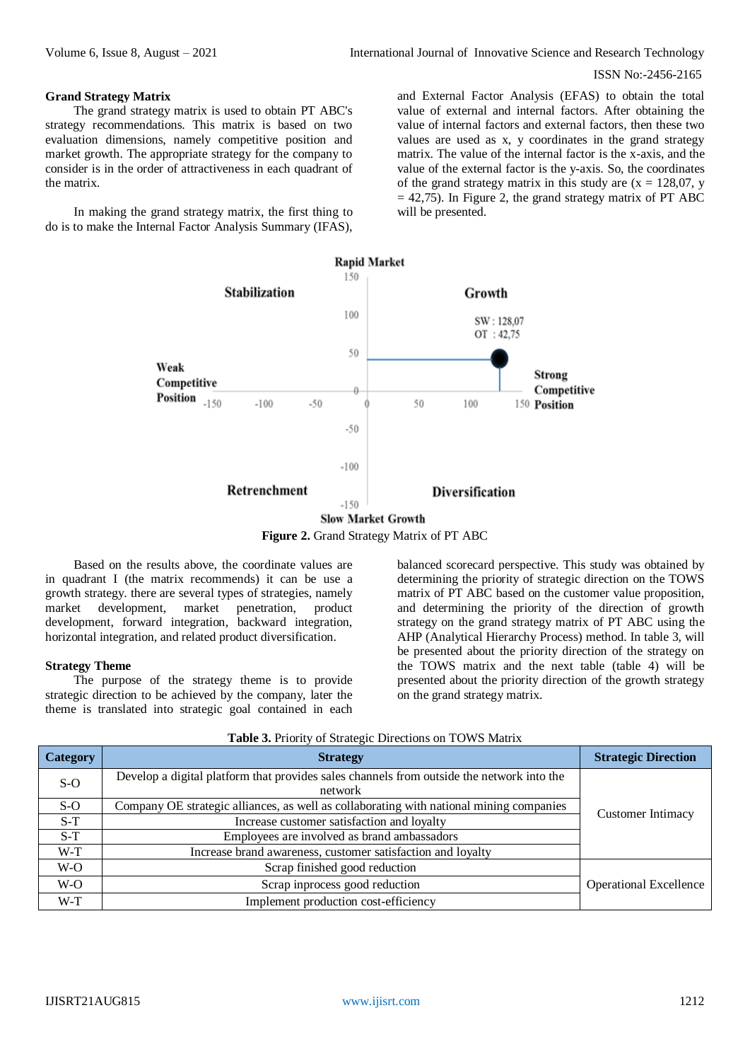### Grand Strategy Matrix

The grand strategy matrix is used to obtain PT ABC's strategy recommendations. This matrix is based on two evaluation dimensions, namely competitive position and market growth. The appropriate strategy for the company to consider is in the order of attractiveness in each quadrant of the matrix.

In making the grand strategy matrix, the first thing to do is to make the Internal Factor Analysis Summary (IFAS), and External Factor Analysis (EFAS) to obtain the total value of external and internal factors. After obtaining the value of internal factors and external factors, then these two values are used as x, y coordinates in the grand strategy matrix. The value of the internal factor is the x-axis, and the value of the external factor is the y-axis. So, the coordinates of the grand strategy matrix in this study are (x = 128,07, y = 42,75). In Figure 2, the grand strategy matrix of PT ABC will be presented.

**Figure 2.** Grand Strategy Matrix of PT ABC

Based on the results above, the coordinate values are in quadrant I (the matrix recommends) it can be use a growth strategy. there are several types of strategies, namely market development, market penetration, product development, forward integration, backward integration, horizontal integration, and related product diversification.

### Strategy Theme

The purpose of the strategy theme is to provide strategic direction to be achieved by the company, later the theme is translated into strategic goal contained in each balanced scorecard perspective. This study was obtained by determining the priority of strategic direction on the TOWS matrix of PT ABC based on the customer value proposition, and determining the priority of the direction of growth strategy on the grand strategy matrix of PT ABC using the AHP (Analytical Hierarchy Process) method. In table 3, will be presented about the priority direction of the strategy on the TOWS matrix and the next table (table 4) will be presented about the priority direction of the growth strategy on the grand strategy matrix.

**Table 3.** Priority of Strategic Directions on TOWS Matrix

| Category | Strategy | Strategic Direction |
|---|---|---|
| S-O | Develop a digital platform that provides sales channels from outside the network into the network | Customer Intimacy |
| S-O | Company OE strategic alliances, as well as collaborating with national mining companies | |
| S-T | Increase customer satisfaction and loyalty | |
| S-T | Employees are involved as brand ambassadors | |
| W-T | Increase brand awareness, customer satisfaction and loyalty | |
| W-O | Scrap finished good reduction | Operational Excellence |
| W-O | Scrap inprocess good reduction | |
| W-T | Implement production cost-efficiency | |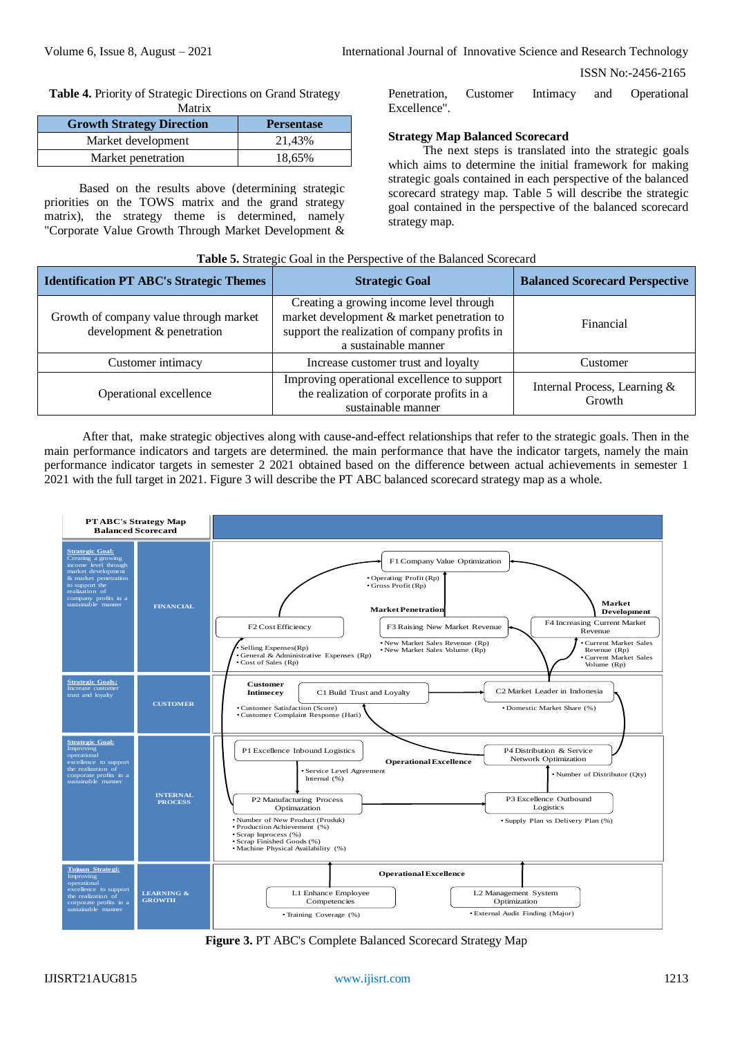**Table 4.** Priority of Strategic Directions on Grand Strategy Matrix

| Growth Strategy Direction | Persentase |
|---|---|
| Market development | 21,43% |
| Market penetration | 18,65% |

Based on the results above (determining strategic priorities on the TOWS matrix and the grand strategy matrix), the strategy theme is determined, namely "Corporate Value Growth Through Market Development & Penetration, Customer Intimacy and Operational Excellence".

### Strategy Map Balanced Scorecard

The next steps is translated into the strategic goals which aims to determine the initial framework for making strategic goals contained in each perspective of the balanced scorecard strategy map. Table 5 will describe the strategic goal contained in the perspective of the balanced scorecard strategy map.

**Table 5.** Strategic Goal in the Perspective of the Balanced Scorecard

| Identification PT ABC's Strategic Themes | Strategic Goal | Balanced Scorecard Perspective |
|---|---|---|
| Growth of company value through market development & penetration | Creating a growing income level through market development & market penetration to support the realization of company profits in a sustainable manner | Financial |
| Customer intimacy | Increase customer trust and loyalty | Customer |
| Operational excellence | Improving operational excellence to support the realization of corporate profits in a sustainable manner | Internal Process, Learning & Growth |

After that, make strategic objectives along with cause-and-effect relationships that refer to the strategic goals. Then in the main performance indicators and targets are determined. the main performance that have the indicator targets, namely the main performance indicator targets in semester 2 2021 obtained based on the difference between actual achievements in semester 1 2021 with the full target in 2021. Figure 3 will describe the PT ABC balanced scorecard strategy map as a whole.

**Figure 3.** PT ABC's Complete Balanced Scorecard Strategy Map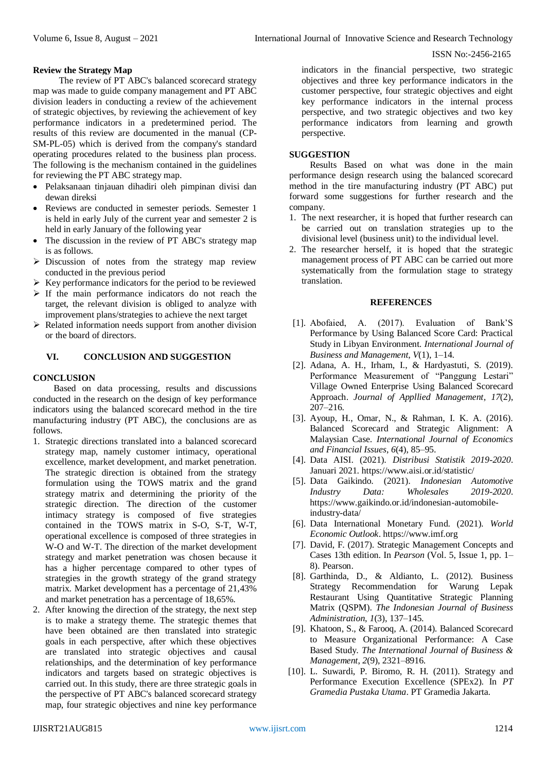### Review the Strategy Map

The review of PT ABC's balanced scorecard strategy map was made to guide company management and PT ABC division leaders in conducting a review of the achievement of strategic objectives, by reviewing the achievement of key performance indicators in a predetermined period. The results of this review are documented in the manual (CP-SM-PL-05) which is derived from the company's standard operating procedures related to the business plan process. The following is the mechanism contained in the guidelines for reviewing the PT ABC strategy map.

- Pelaksanaan tinjauan dihadiri oleh pimpinan divisi dan dewan direksi
- Reviews are conducted in semester periods. Semester 1 is held in early July of the current year and semester 2 is held in early January of the following year
- The discussion in the review of PT ABC's strategy map is as follows.
  - Discussion of notes from the strategy map review conducted in the previous period
  - Key performance indicators for the period to be reviewed
  - If the main performance indicators do not reach the target, the relevant division is obliged to analyze with improvement plans/strategies to achieve the next target
  - Related information needs support from another division or the board of directors.

## VI. CONCLUSION AND SUGGESTION

### CONCLUSION

Based on data processing, results and discussions conducted in the research on the design of key performance indicators using the balanced scorecard method in the tire manufacturing industry (PT ABC), the conclusions are as follows.

1. Strategic directions translated into a balanced scorecard strategy map, namely customer intimacy, operational excellence, market development, and market penetration. The strategic direction is obtained from the strategy formulation using the TOWS matrix and the grand strategy matrix and determining the priority of the strategic direction. The direction of the customer intimacy strategy is composed of five strategies contained in the TOWS matrix in S-O, S-T, W-T, operational excellence is composed of three strategies in W-O and W-T. The direction of the market development strategy and market penetration was chosen because it has a higher percentage compared to other types of strategies in the growth strategy of the grand strategy matrix. Market development has a percentage of 21,43% and market penetration has a percentage of 18,65%.
2. After knowing the direction of the strategy, the next step is to make a strategy theme. The strategic themes that have been obtained are then translated into strategic goals in each perspective, after which these objectives are translated into strategic objectives and causal relationships, and the determination of key performance indicators and targets based on strategic objectives is carried out. In this study, there are three strategic goals in the perspective of PT ABC's balanced scorecard strategy map, four strategic objectives and nine key performance indicators in the financial perspective, two strategic objectives and three key performance indicators in the customer perspective, four strategic objectives and eight key performance indicators in the internal process perspective, and two strategic objectives and two key performance indicators from learning and growth perspective.

### SUGGESTION

Results Based on what was done in the main performance design research using the balanced scorecard method in the tire manufacturing industry (PT ABC) put forward some suggestions for further research and the company.

1. The next researcher, it is hoped that further research can be carried out on translation strategies up to the divisional level (business unit) to the individual level.
2. The researcher herself, it is hoped that the strategic management process of PT ABC can be carried out more systematically from the formulation stage to strategy translation.

### REFERENCES

[1]. Abofaied, A. (2017). Evaluation of Bank'S Performance by Using Balanced Score Card: Practical Study in Libyan Environment. *International Journal of Business and Management*, *V*(1), 1–14.

[2]. Adana, A. H., Irham, I., & Hardyastuti, S. (2019). Performance Measurement of "Panggung Lestari" Village Owned Enterprise Using Balanced Scorecard Approach. *Journal of Appllied Management*, *17*(2), 207–216.

[3]. Ayoup, H., Omar, N., & Rahman, I. K. A. (2016). Balanced Scorecard and Strategic Alignment: A Malaysian Case. *International Journal of Economics and Financial Issues*, *6*(4), 85–95.

[4]. Data AISI. (2021). *Distribusi Statistik 2019-2020*. Januari 2021. https://www.aisi.or.id/statistic/

[5]. Data Gaikindo. (2021). *Indonesian Automotive Industry Data: Wholesales 2019-2020*. https://www.gaikindo.or.id/indonesian-automobile-industry-data/

[6]. Data International Monetary Fund. (2021). *World Economic Outlook*. https://www.imf.org

[7]. David, F. (2017). Strategic Management Concepts and Cases 13th edition. In *Pearson* (Vol. 5, Issue 1, pp. 1–8). Pearson.

[8]. Garthinda, D., & Aldianto, L. (2012). Business Strategy Recommendation for Warung Lepak Restaurant Using Quantitative Strategic Planning Matrix (QSPM). *The Indonesian Journal of Business Administration*, *1*(3), 137–145.

[9]. Khatoon, S., & Farooq, A. (2014). Balanced Scorecard to Measure Organizational Performance: A Case Based Study. *The International Journal of Business & Management*, *2*(9), 2321–8916.

[10]. L. Suwardi, P. Biromo, R. H. (2011). Strategy and Performance Execution Excellence (SPEx2). In *PT Gramedia Pustaka Utama*. PT Gramedia Jakarta.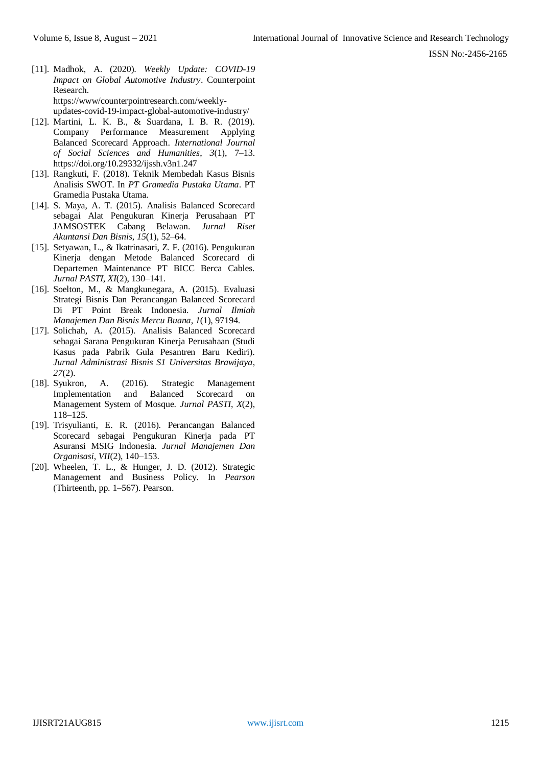[11]. Madhok, A. (2020). *Weekly Update: COVID-19 Impact on Global Automotive Industry*. Counterpoint Research. https://www/counterpointresearch.com/weekly-updates-covid-19-impact-global-automotive-industry/

[12]. Martini, L. K. B., & Suardana, I. B. R. (2019). Company Performance Measurement Applying Balanced Scorecard Approach. *International Journal of Social Sciences and Humanities*, *3*(1), 7–13. https://doi.org/10.29332/ijssh.v3n1.247

[13]. Rangkuti, F. (2018). Teknik Membedah Kasus Bisnis Analisis SWOT. In *PT Gramedia Pustaka Utama*. PT Gramedia Pustaka Utama.

[14]. S. Maya, A. T. (2015). Analisis Balanced Scorecard sebagai Alat Pengukuran Kinerja Perusahaan PT JAMSOSTEK Cabang Belawan. *Jurnal Riset Akuntansi Dan Bisnis*, *15*(1), 52–64.

[15]. Setyawan, L., & Ikatrinasari, Z. F. (2016). Pengukuran Kinerja dengan Metode Balanced Scorecard di Departemen Maintenance PT BICC Berca Cables. *Jurnal PASTI*, *XI*(2), 130–141.

[16]. Soelton, M., & Mangkunegara, A. (2015). Evaluasi Strategi Bisnis Dan Perancangan Balanced Scorecard Di PT Point Break Indonesia. *Jurnal Ilmiah Manajemen Dan Bisnis Mercu Buana*, *1*(1), 97194.

[17]. Solichah, A. (2015). Analisis Balanced Scorecard sebagai Sarana Pengukuran Kinerja Perusahaan (Studi Kasus pada Pabrik Gula Pesantren Baru Kediri). *Jurnal Administrasi Bisnis S1 Universitas Brawijaya*, *27*(2).

[18]. Syukron, A. (2016). Strategic Management Implementation and Balanced Scorecard on Management System of Mosque. *Jurnal PASTI*, *X*(2), 118–125.

[19]. Trisyulianti, E. R. (2016). Perancangan Balanced Scorecard sebagai Pengukuran Kinerja pada PT Asuransi MSIG Indonesia. *Jurnal Manajemen Dan Organisasi*, *VII*(2), 140–153.

[20]. Wheelen, T. L., & Hunger, J. D. (2012). Strategic Management and Business Policy. In *Pearson* (Thirteenth, pp. 1–567). Pearson.